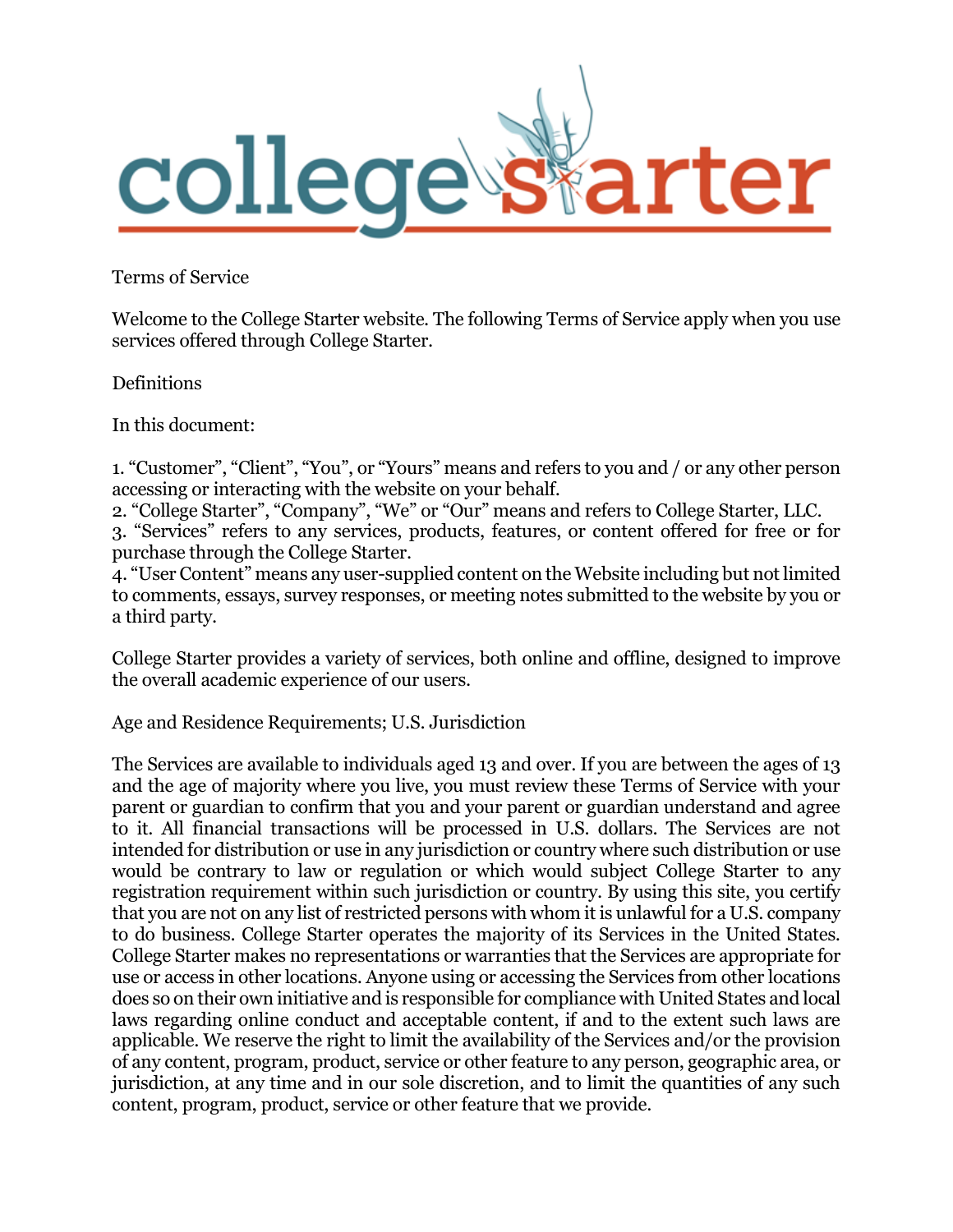Terms of Service

Welcome to the College Starter website. The following Terms of Service apply when you use services offered through College Starter.

Definitions

In this document:

1. "Customer", "Client", "You", or "Yours" means and refers to you and / or any other person accessing or interacting with the website on your behalf.
2. "College Starter", "Company", "We" or "Our" means and refers to College Starter, LLC.
3. "Services" refers to any services, products, features, or content offered for free or for purchase through the College Starter.
4. "User Content" means any user-supplied content on the Website including but not limited to comments, essays, survey responses, or meeting notes submitted to the website by you or a third party.

College Starter provides a variety of services, both online and offline, designed to improve the overall academic experience of our users.

Age and Residence Requirements; U.S. Jurisdiction

The Services are available to individuals aged 13 and over. If you are between the ages of 13 and the age of majority where you live, you must review these Terms of Service with your parent or guardian to confirm that you and your parent or guardian understand and agree to it. All financial transactions will be processed in U.S. dollars. The Services are not intended for distribution or use in any jurisdiction or country where such distribution or use would be contrary to law or regulation or which would subject College Starter to any registration requirement within such jurisdiction or country. By using this site, you certify that you are not on any list of restricted persons with whom it is unlawful for a U.S. company to do business. College Starter operates the majority of its Services in the United States. College Starter makes no representations or warranties that the Services are appropriate for use or access in other locations. Anyone using or accessing the Services from other locations does so on their own initiative and is responsible for compliance with United States and local laws regarding online conduct and acceptable content, if and to the extent such laws are applicable. We reserve the right to limit the availability of the Services and/or the provision of any content, program, product, service or other feature to any person, geographic area, or jurisdiction, at any time and in our sole discretion, and to limit the quantities of any such content, program, product, service or other feature that we provide.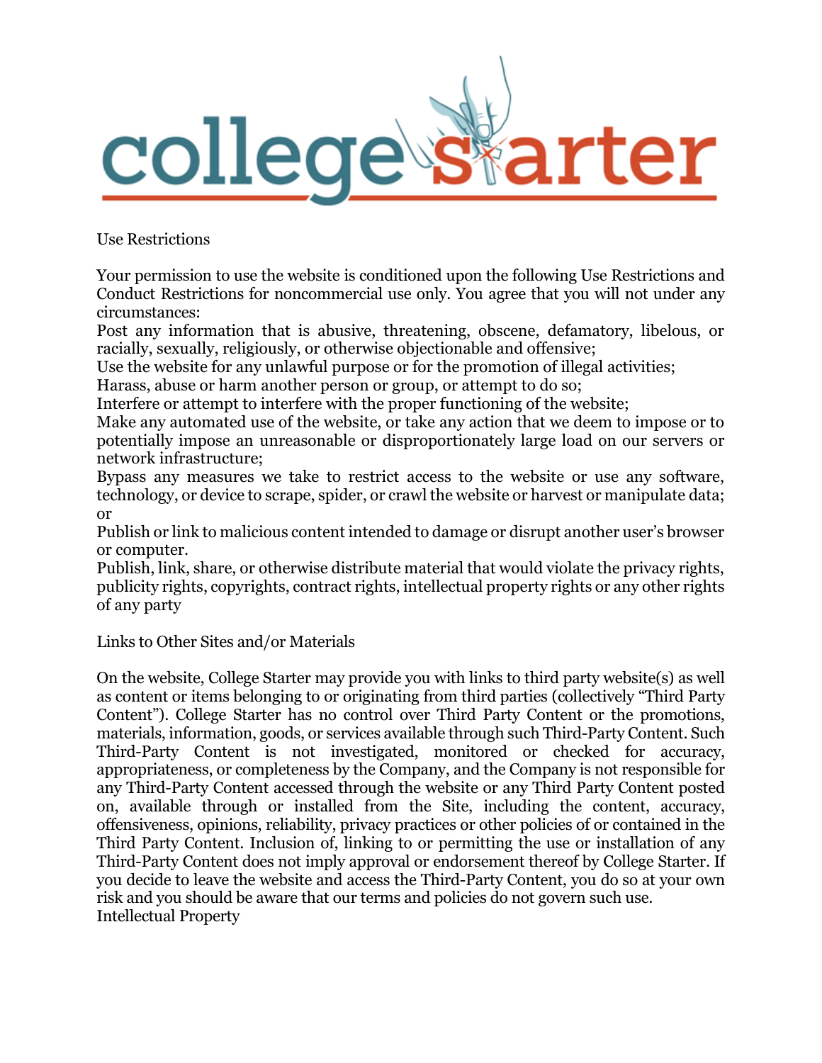## Use Restrictions

Your permission to use the website is conditioned upon the following Use Restrictions and Conduct Restrictions for noncommercial use only. You agree that you will not under any circumstances:

- Post any information that is abusive, threatening, obscene, defamatory, libelous, or racially, sexually, religiously, or otherwise objectionable and offensive;
- Use the website for any unlawful purpose or for the promotion of illegal activities;
- Harass, abuse or harm another person or group, or attempt to do so;
- Interfere or attempt to interfere with the proper functioning of the website;
- Make any automated use of the website, or take any action that we deem to impose or to potentially impose an unreasonable or disproportionately large load on our servers or network infrastructure;
- Bypass any measures we take to restrict access to the website or use any software, technology, or device to scrape, spider, or crawl the website or harvest or manipulate data; or
- Publish or link to malicious content intended to damage or disrupt another user's browser or computer.
- Publish, link, share, or otherwise distribute material that would violate the privacy rights, publicity rights, copyrights, contract rights, intellectual property rights or any other rights of any party

## Links to Other Sites and/or Materials

On the website, College Starter may provide you with links to third party website(s) as well as content or items belonging to or originating from third parties (collectively "Third Party Content"). College Starter has no control over Third Party Content or the promotions, materials, information, goods, or services available through such Third-Party Content. Such Third-Party Content is not investigated, monitored or checked for accuracy, appropriateness, or completeness by the Company, and the Company is not responsible for any Third-Party Content accessed through the website or any Third Party Content posted on, available through or installed from the Site, including the content, accuracy, offensiveness, opinions, reliability, privacy practices or other policies of or contained in the Third Party Content. Inclusion of, linking to or permitting the use or installation of any Third-Party Content does not imply approval or endorsement thereof by College Starter. If you decide to leave the website and access the Third-Party Content, you do so at your own risk and you should be aware that our terms and policies do not govern such use.

## Intellectual Property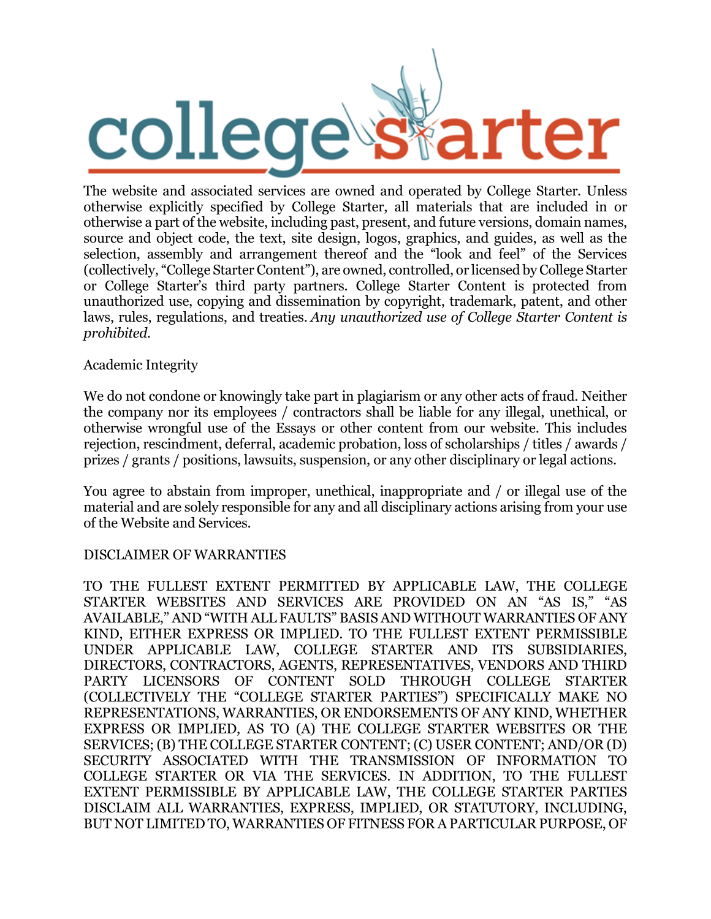The website and associated services are owned and operated by College Starter. Unless otherwise explicitly specified by College Starter, all materials that are included in or otherwise a part of the website, including past, present, and future versions, domain names, source and object code, the text, site design, logos, graphics, and guides, as well as the selection, assembly and arrangement thereof and the "look and feel" of the Services (collectively, "College Starter Content"), are owned, controlled, or licensed by College Starter or College Starter's third party partners. College Starter Content is protected from unauthorized use, copying and dissemination by copyright, trademark, patent, and other laws, rules, regulations, and treaties. *Any unauthorized use of College Starter Content is prohibited.*

## Academic Integrity

We do not condone or knowingly take part in plagiarism or any other acts of fraud. Neither the company nor its employees / contractors shall be liable for any illegal, unethical, or otherwise wrongful use of the Essays or other content from our website. This includes rejection, rescindment, deferral, academic probation, loss of scholarships / titles / awards / prizes / grants / positions, lawsuits, suspension, or any other disciplinary or legal actions.

You agree to abstain from improper, unethical, inappropriate and / or illegal use of the material and are solely responsible for any and all disciplinary actions arising from your use of the Website and Services.

## DISCLAIMER OF WARRANTIES

TO THE FULLEST EXTENT PERMITTED BY APPLICABLE LAW, THE COLLEGE STARTER WEBSITES AND SERVICES ARE PROVIDED ON AN "AS IS," "AS AVAILABLE," AND "WITH ALL FAULTS" BASIS AND WITHOUT WARRANTIES OF ANY KIND, EITHER EXPRESS OR IMPLIED. TO THE FULLEST EXTENT PERMISSIBLE UNDER APPLICABLE LAW, COLLEGE STARTER AND ITS SUBSIDIARIES, DIRECTORS, CONTRACTORS, AGENTS, REPRESENTATIVES, VENDORS AND THIRD PARTY LICENSORS OF CONTENT SOLD THROUGH COLLEGE STARTER (COLLECTIVELY THE "COLLEGE STARTER PARTIES") SPECIFICALLY MAKE NO REPRESENTATIONS, WARRANTIES, OR ENDORSEMENTS OF ANY KIND, WHETHER EXPRESS OR IMPLIED, AS TO (A) THE COLLEGE STARTER WEBSITES OR THE SERVICES; (B) THE COLLEGE STARTER CONTENT; (C) USER CONTENT; AND/OR (D) SECURITY ASSOCIATED WITH THE TRANSMISSION OF INFORMATION TO COLLEGE STARTER OR VIA THE SERVICES. IN ADDITION, TO THE FULLEST EXTENT PERMISSIBLE BY APPLICABLE LAW, THE COLLEGE STARTER PARTIES DISCLAIM ALL WARRANTIES, EXPRESS, IMPLIED, OR STATUTORY, INCLUDING, BUT NOT LIMITED TO, WARRANTIES OF FITNESS FOR A PARTICULAR PURPOSE, OF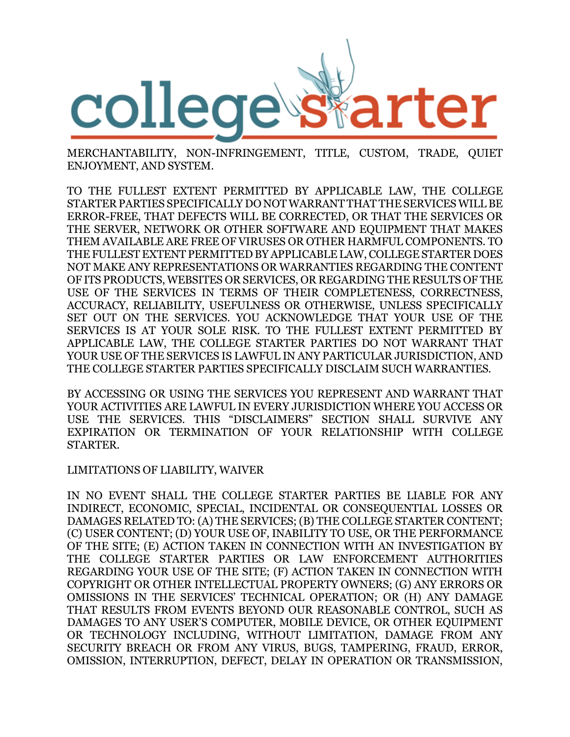MERCHANTABILITY, NON-INFRINGEMENT, TITLE, CUSTOM, TRADE, QUIET ENJOYMENT, AND SYSTEM.

TO THE FULLEST EXTENT PERMITTED BY APPLICABLE LAW, THE COLLEGE STARTER PARTIES SPECIFICALLY DO NOT WARRANT THAT THE SERVICES WILL BE ERROR-FREE, THAT DEFECTS WILL BE CORRECTED, OR THAT THE SERVICES OR THE SERVER, NETWORK OR OTHER SOFTWARE AND EQUIPMENT THAT MAKES THEM AVAILABLE ARE FREE OF VIRUSES OR OTHER HARMFUL COMPONENTS. TO THE FULLEST EXTENT PERMITTED BY APPLICABLE LAW, COLLEGE STARTER DOES NOT MAKE ANY REPRESENTATIONS OR WARRANTIES REGARDING THE CONTENT OF ITS PRODUCTS, WEBSITES OR SERVICES, OR REGARDING THE RESULTS OF THE USE OF THE SERVICES IN TERMS OF THEIR COMPLETENESS, CORRECTNESS, ACCURACY, RELIABILITY, USEFULNESS OR OTHERWISE, UNLESS SPECIFICALLY SET OUT ON THE SERVICES. YOU ACKNOWLEDGE THAT YOUR USE OF THE SERVICES IS AT YOUR SOLE RISK. TO THE FULLEST EXTENT PERMITTED BY APPLICABLE LAW, THE COLLEGE STARTER PARTIES DO NOT WARRANT THAT YOUR USE OF THE SERVICES IS LAWFUL IN ANY PARTICULAR JURISDICTION, AND THE COLLEGE STARTER PARTIES SPECIFICALLY DISCLAIM SUCH WARRANTIES.

BY ACCESSING OR USING THE SERVICES YOU REPRESENT AND WARRANT THAT YOUR ACTIVITIES ARE LAWFUL IN EVERY JURISDICTION WHERE YOU ACCESS OR USE THE SERVICES. THIS "DISCLAIMERS" SECTION SHALL SURVIVE ANY EXPIRATION OR TERMINATION OF YOUR RELATIONSHIP WITH COLLEGE STARTER.

LIMITATIONS OF LIABILITY, WAIVER

IN NO EVENT SHALL THE COLLEGE STARTER PARTIES BE LIABLE FOR ANY INDIRECT, ECONOMIC, SPECIAL, INCIDENTAL OR CONSEQUENTIAL LOSSES OR DAMAGES RELATED TO: (A) THE SERVICES; (B) THE COLLEGE STARTER CONTENT; (C) USER CONTENT; (D) YOUR USE OF, INABILITY TO USE, OR THE PERFORMANCE OF THE SITE; (E) ACTION TAKEN IN CONNECTION WITH AN INVESTIGATION BY THE COLLEGE STARTER PARTIES OR LAW ENFORCEMENT AUTHORITIES REGARDING YOUR USE OF THE SITE; (F) ACTION TAKEN IN CONNECTION WITH COPYRIGHT OR OTHER INTELLECTUAL PROPERTY OWNERS; (G) ANY ERRORS OR OMISSIONS IN THE SERVICES' TECHNICAL OPERATION; OR (H) ANY DAMAGE THAT RESULTS FROM EVENTS BEYOND OUR REASONABLE CONTROL, SUCH AS DAMAGES TO ANY USER'S COMPUTER, MOBILE DEVICE, OR OTHER EQUIPMENT OR TECHNOLOGY INCLUDING, WITHOUT LIMITATION, DAMAGE FROM ANY SECURITY BREACH OR FROM ANY VIRUS, BUGS, TAMPERING, FRAUD, ERROR, OMISSION, INTERRUPTION, DEFECT, DELAY IN OPERATION OR TRANSMISSION,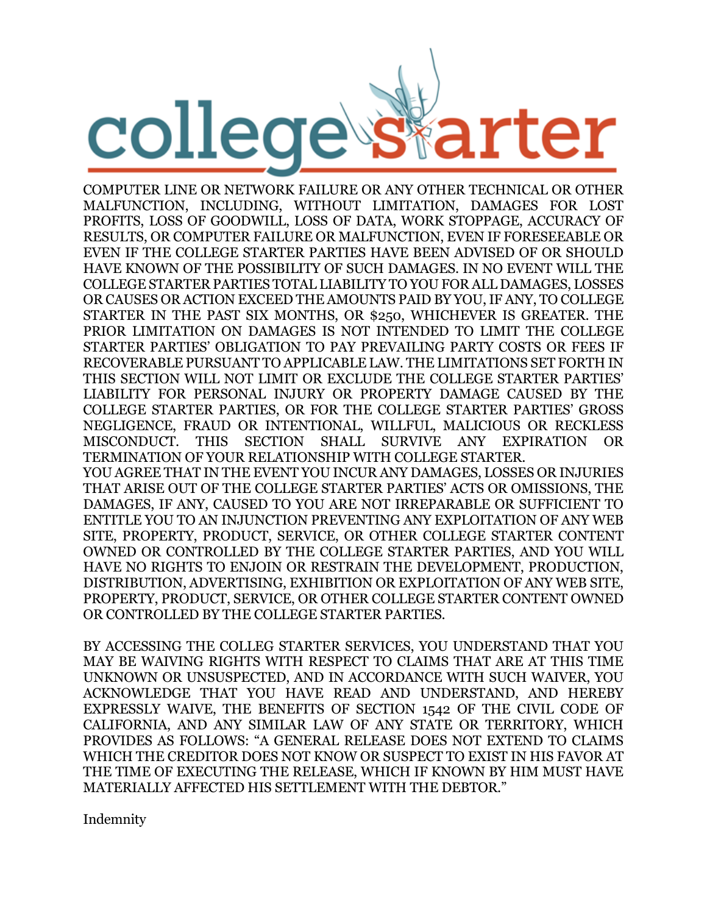COMPUTER LINE OR NETWORK FAILURE OR ANY OTHER TECHNICAL OR OTHER MALFUNCTION, INCLUDING, WITHOUT LIMITATION, DAMAGES FOR LOST PROFITS, LOSS OF GOODWILL, LOSS OF DATA, WORK STOPPAGE, ACCURACY OF RESULTS, OR COMPUTER FAILURE OR MALFUNCTION, EVEN IF FORESEEABLE OR EVEN IF THE COLLEGE STARTER PARTIES HAVE BEEN ADVISED OF OR SHOULD HAVE KNOWN OF THE POSSIBILITY OF SUCH DAMAGES. IN NO EVENT WILL THE COLLEGE STARTER PARTIES TOTAL LIABILITY TO YOU FOR ALL DAMAGES, LOSSES OR CAUSES OR ACTION EXCEED THE AMOUNTS PAID BY YOU, IF ANY, TO COLLEGE STARTER IN THE PAST SIX MONTHS, OR $250, WHICHEVER IS GREATER. THE PRIOR LIMITATION ON DAMAGES IS NOT INTENDED TO LIMIT THE COLLEGE STARTER PARTIES' OBLIGATION TO PAY PREVAILING PARTY COSTS OR FEES IF RECOVERABLE PURSUANT TO APPLICABLE LAW. THE LIMITATIONS SET FORTH IN THIS SECTION WILL NOT LIMIT OR EXCLUDE THE COLLEGE STARTER PARTIES' LIABILITY FOR PERSONAL INJURY OR PROPERTY DAMAGE CAUSED BY THE COLLEGE STARTER PARTIES, OR FOR THE COLLEGE STARTER PARTIES' GROSS NEGLIGENCE, FRAUD OR INTENTIONAL, WILLFUL, MALICIOUS OR RECKLESS MISCONDUCT. THIS SECTION SHALL SURVIVE ANY EXPIRATION OR TERMINATION OF YOUR RELATIONSHIP WITH COLLEGE STARTER.

YOU AGREE THAT IN THE EVENT YOU INCUR ANY DAMAGES, LOSSES OR INJURIES THAT ARISE OUT OF THE COLLEGE STARTER PARTIES' ACTS OR OMISSIONS, THE DAMAGES, IF ANY, CAUSED TO YOU ARE NOT IRREPARABLE OR SUFFICIENT TO ENTITLE YOU TO AN INJUNCTION PREVENTING ANY EXPLOITATION OF ANY WEB SITE, PROPERTY, PRODUCT, SERVICE, OR OTHER COLLEGE STARTER CONTENT OWNED OR CONTROLLED BY THE COLLEGE STARTER PARTIES, AND YOU WILL HAVE NO RIGHTS TO ENJOIN OR RESTRAIN THE DEVELOPMENT, PRODUCTION, DISTRIBUTION, ADVERTISING, EXHIBITION OR EXPLOITATION OF ANY WEB SITE, PROPERTY, PRODUCT, SERVICE, OR OTHER COLLEGE STARTER CONTENT OWNED OR CONTROLLED BY THE COLLEGE STARTER PARTIES.

BY ACCESSING THE COLLEG STARTER SERVICES, YOU UNDERSTAND THAT YOU MAY BE WAIVING RIGHTS WITH RESPECT TO CLAIMS THAT ARE AT THIS TIME UNKNOWN OR UNSUSPECTED, AND IN ACCORDANCE WITH SUCH WAIVER, YOU ACKNOWLEDGE THAT YOU HAVE READ AND UNDERSTAND, AND HEREBY EXPRESSLY WAIVE, THE BENEFITS OF SECTION 1542 OF THE CIVIL CODE OF CALIFORNIA, AND ANY SIMILAR LAW OF ANY STATE OR TERRITORY, WHICH PROVIDES AS FOLLOWS: "A GENERAL RELEASE DOES NOT EXTEND TO CLAIMS WHICH THE CREDITOR DOES NOT KNOW OR SUSPECT TO EXIST IN HIS FAVOR AT THE TIME OF EXECUTING THE RELEASE, WHICH IF KNOWN BY HIM MUST HAVE MATERIALLY AFFECTED HIS SETTLEMENT WITH THE DEBTOR."

## Indemnity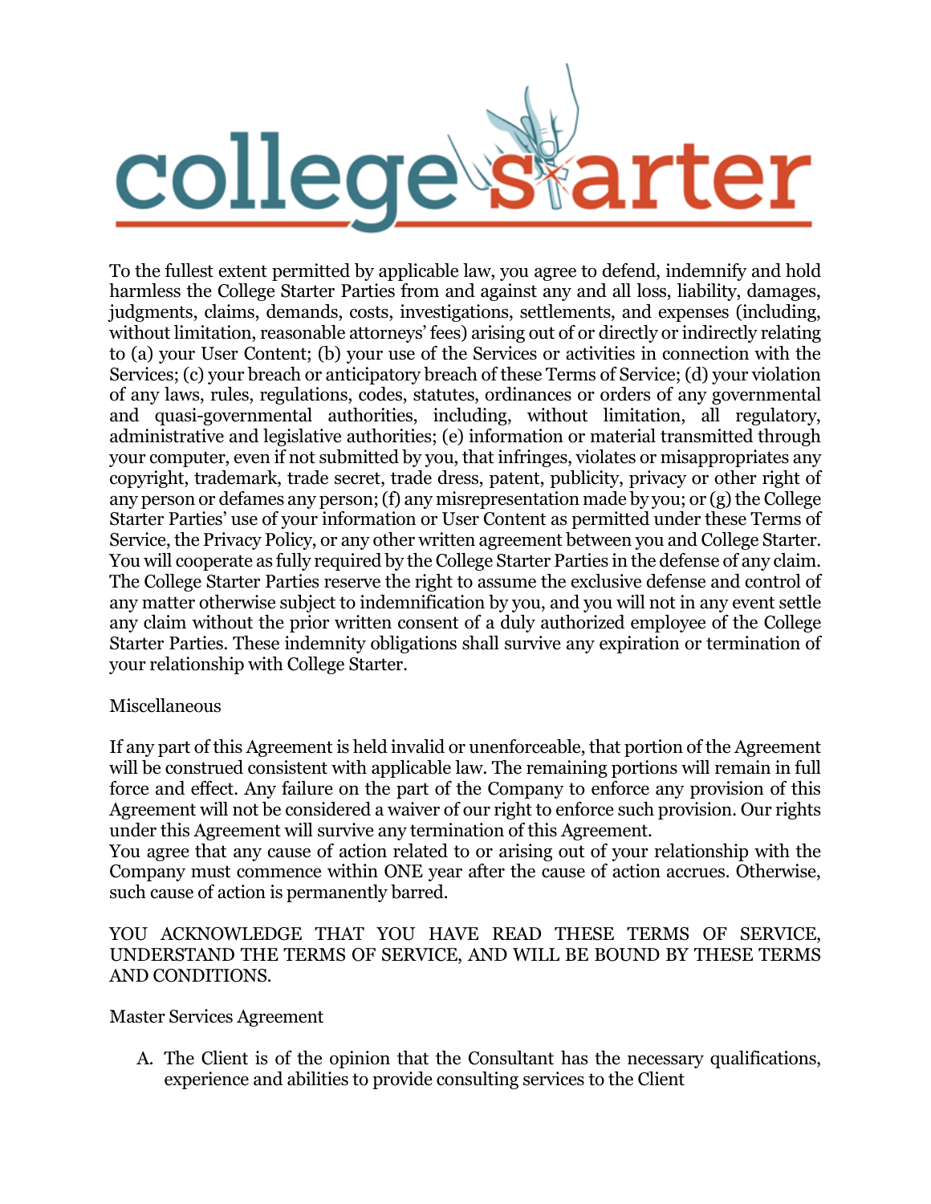To the fullest extent permitted by applicable law, you agree to defend, indemnify and hold harmless the College Starter Parties from and against any and all loss, liability, damages, judgments, claims, demands, costs, investigations, settlements, and expenses (including, without limitation, reasonable attorneys' fees) arising out of or directly or indirectly relating to (a) your User Content; (b) your use of the Services or activities in connection with the Services; (c) your breach or anticipatory breach of these Terms of Service; (d) your violation of any laws, rules, regulations, codes, statutes, ordinances or orders of any governmental and quasi-governmental authorities, including, without limitation, all regulatory, administrative and legislative authorities; (e) information or material transmitted through your computer, even if not submitted by you, that infringes, violates or misappropriates any copyright, trademark, trade secret, trade dress, patent, publicity, privacy or other right of any person or defames any person; (f) any misrepresentation made by you; or (g) the College Starter Parties' use of your information or User Content as permitted under these Terms of Service, the Privacy Policy, or any other written agreement between you and College Starter. You will cooperate as fully required by the College Starter Parties in the defense of any claim. The College Starter Parties reserve the right to assume the exclusive defense and control of any matter otherwise subject to indemnification by you, and you will not in any event settle any claim without the prior written consent of a duly authorized employee of the College Starter Parties. These indemnity obligations shall survive any expiration or termination of your relationship with College Starter.

Miscellaneous

If any part of this Agreement is held invalid or unenforceable, that portion of the Agreement will be construed consistent with applicable law. The remaining portions will remain in full force and effect. Any failure on the part of the Company to enforce any provision of this Agreement will not be considered a waiver of our right to enforce such provision. Our rights under this Agreement will survive any termination of this Agreement.
You agree that any cause of action related to or arising out of your relationship with the Company must commence within ONE year after the cause of action accrues. Otherwise, such cause of action is permanently barred.

YOU ACKNOWLEDGE THAT YOU HAVE READ THESE TERMS OF SERVICE, UNDERSTAND THE TERMS OF SERVICE, AND WILL BE BOUND BY THESE TERMS AND CONDITIONS.

Master Services Agreement

A. The Client is of the opinion that the Consultant has the necessary qualifications, experience and abilities to provide consulting services to the Client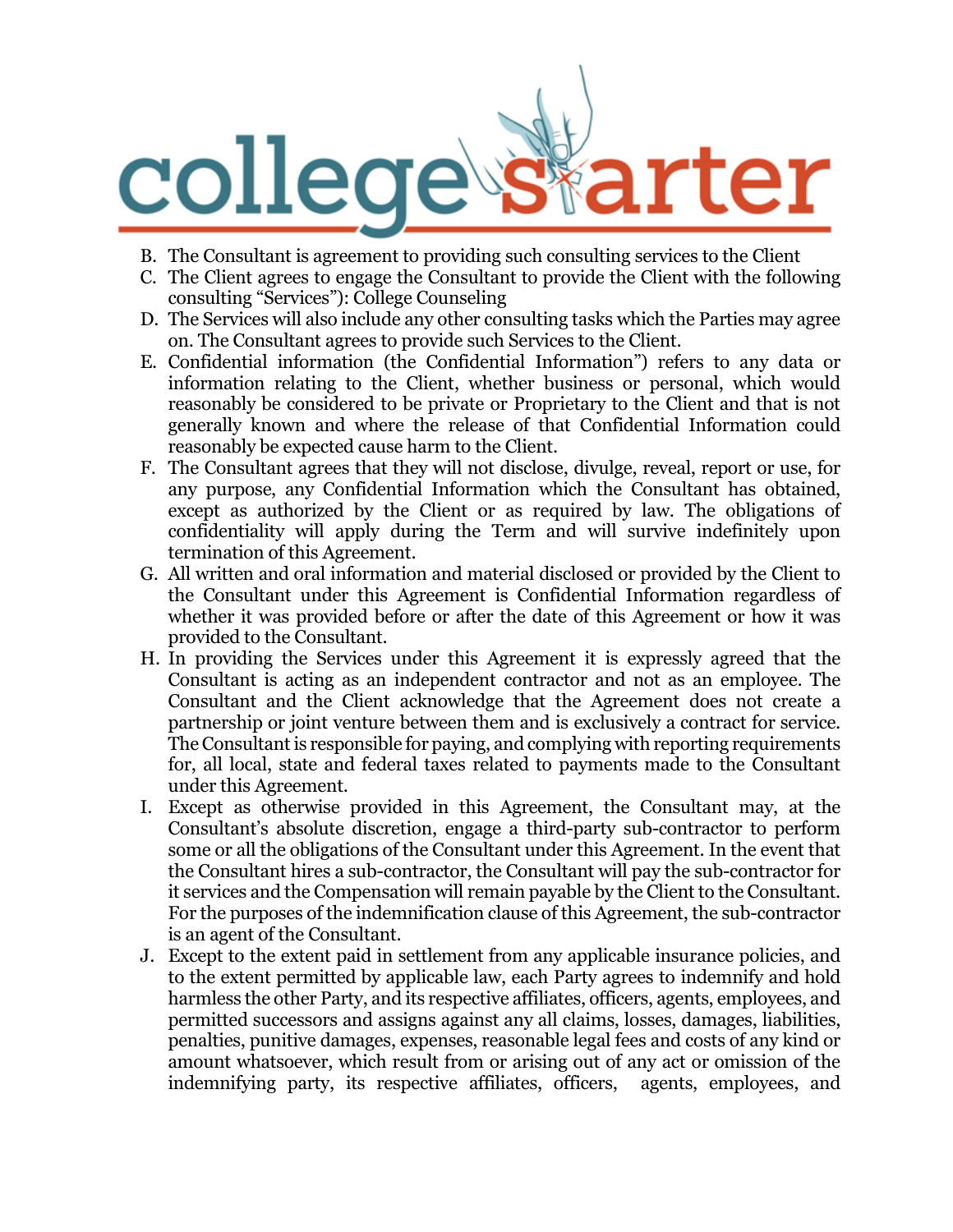B. The Consultant is agreement to providing such consulting services to the Client
C. The Client agrees to engage the Consultant to provide the Client with the following consulting "Services"): College Counseling
D. The Services will also include any other consulting tasks which the Parties may agree on. The Consultant agrees to provide such Services to the Client.
E. Confidential information (the Confidential Information") refers to any data or information relating to the Client, whether business or personal, which would reasonably be considered to be private or Proprietary to the Client and that is not generally known and where the release of that Confidential Information could reasonably be expected cause harm to the Client.
F. The Consultant agrees that they will not disclose, divulge, reveal, report or use, for any purpose, any Confidential Information which the Consultant has obtained, except as authorized by the Client or as required by law. The obligations of confidentiality will apply during the Term and will survive indefinitely upon termination of this Agreement.
G. All written and oral information and material disclosed or provided by the Client to the Consultant under this Agreement is Confidential Information regardless of whether it was provided before or after the date of this Agreement or how it was provided to the Consultant.
H. In providing the Services under this Agreement it is expressly agreed that the Consultant is acting as an independent contractor and not as an employee. The Consultant and the Client acknowledge that the Agreement does not create a partnership or joint venture between them and is exclusively a contract for service. The Consultant is responsible for paying, and complying with reporting requirements for, all local, state and federal taxes related to payments made to the Consultant under this Agreement.
I. Except as otherwise provided in this Agreement, the Consultant may, at the Consultant's absolute discretion, engage a third-party sub-contractor to perform some or all the obligations of the Consultant under this Agreement. In the event that the Consultant hires a sub-contractor, the Consultant will pay the sub-contractor for it services and the Compensation will remain payable by the Client to the Consultant. For the purposes of the indemnification clause of this Agreement, the sub-contractor is an agent of the Consultant.
J. Except to the extent paid in settlement from any applicable insurance policies, and to the extent permitted by applicable law, each Party agrees to indemnify and hold harmless the other Party, and its respective affiliates, officers, agents, employees, and permitted successors and assigns against any all claims, losses, damages, liabilities, penalties, punitive damages, expenses, reasonable legal fees and costs of any kind or amount whatsoever, which result from or arising out of any act or omission of the indemnifying party, its respective affiliates, officers, agents, employees, and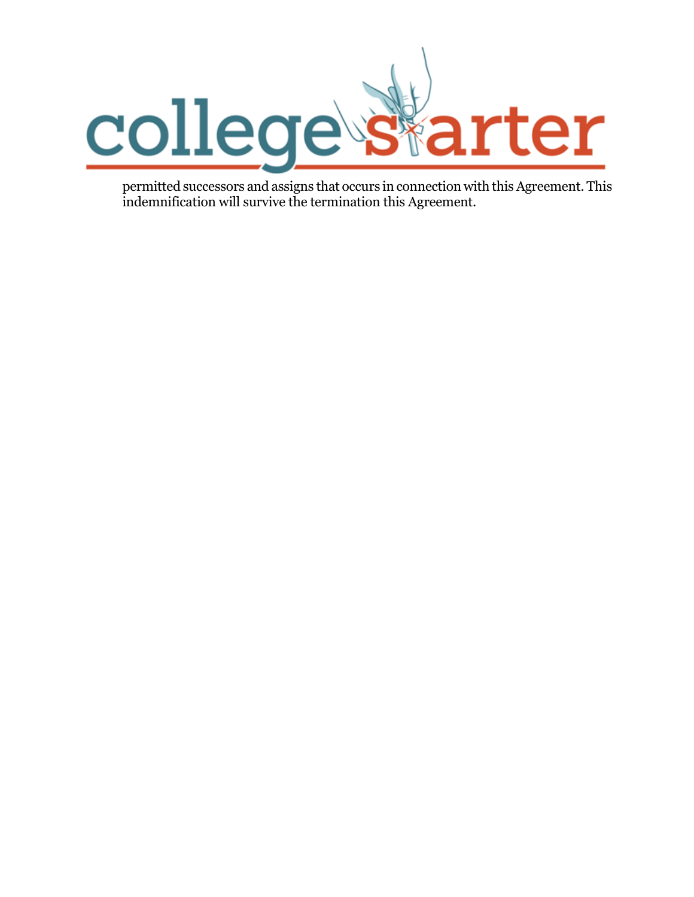permitted successors and assigns that occurs in connection with this Agreement. This indemnification will survive the termination this Agreement.